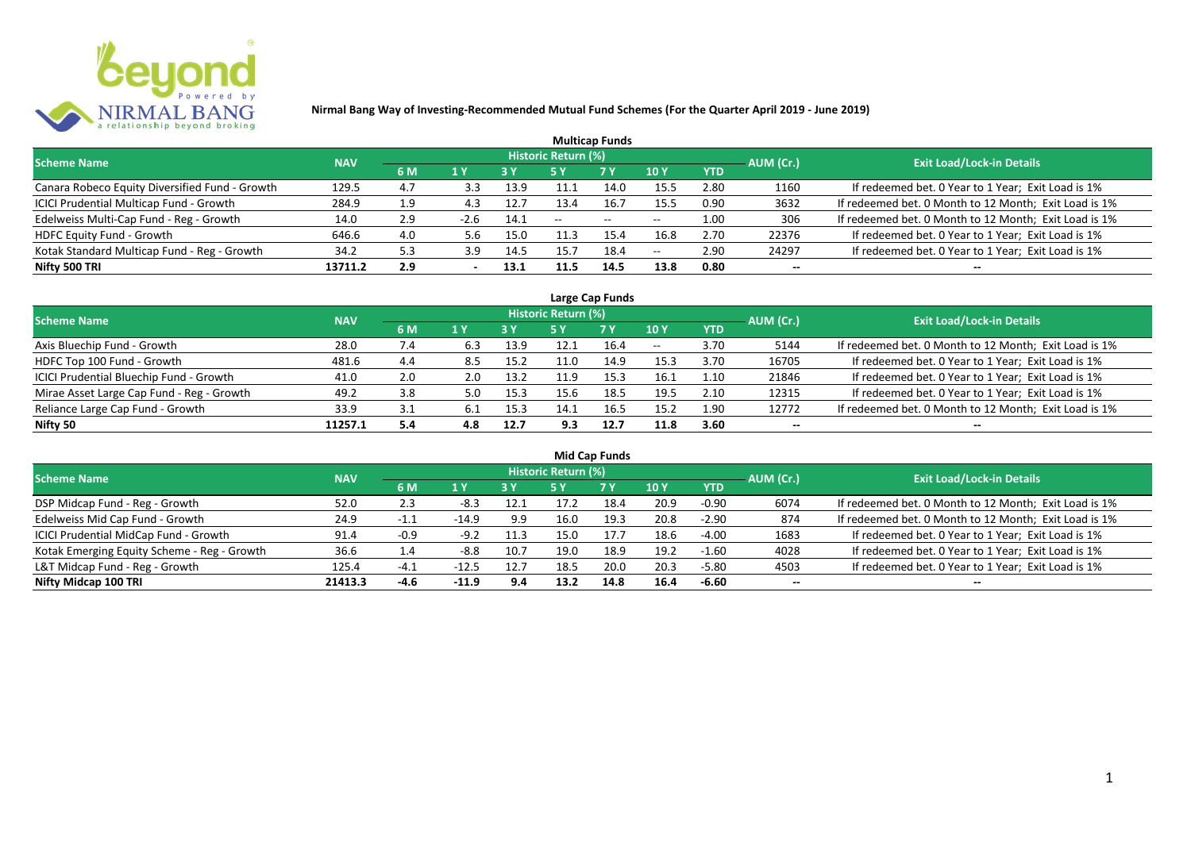**Nirmal Bang Way of Investing-Recommended Mutual Fund Schemes (For the Quarter April 2019 - June 2019)**

## Multicap Funds

| Scheme Name | NAV | Historic Return (%) | | | | | | | AUM (Cr.) | Exit Load/Lock-in Details |
|---|---|---|---|---|---|---|---|---|---|---|
| | | 6 M | 1 Y | 3 Y | 5 Y | 7 Y | 10 Y | YTD | | |
| Canara Robeco Equity Diversified Fund - Growth | 129.5 | 4.7 | 3.3 | 13.9 | 11.1 | 14.0 | 15.5 | 2.80 | 1160 | If redeemed bet. 0 Year to 1 Year; Exit Load is 1% |
| ICICI Prudential Multicap Fund - Growth | 284.9 | 1.9 | 4.3 | 12.7 | 13.4 | 16.7 | 15.5 | 0.90 | 3632 | If redeemed bet. 0 Month to 12 Month; Exit Load is 1% |
| Edelweiss Multi-Cap Fund - Reg - Growth | 14.0 | 2.9 | -2.6 | 14.1 | -- | -- | -- | 1.00 | 306 | If redeemed bet. 0 Month to 12 Month; Exit Load is 1% |
| HDFC Equity Fund - Growth | 646.6 | 4.0 | 5.6 | 15.0 | 11.3 | 15.4 | 16.8 | 2.70 | 22376 | If redeemed bet. 0 Year to 1 Year; Exit Load is 1% |
| Kotak Standard Multicap Fund - Reg - Growth | 34.2 | 5.3 | 3.9 | 14.5 | 15.7 | 18.4 | -- | 2.90 | 24297 | If redeemed bet. 0 Year to 1 Year; Exit Load is 1% |
| **Nifty 500 TRI** | **13711.2** | **2.9** | **-** | **13.1** | **11.5** | **14.5** | **13.8** | **0.80** | **--** | **--** |

## Large Cap Funds

| Scheme Name | NAV | Historic Return (%) | | | | | | | AUM (Cr.) | Exit Load/Lock-in Details |
|---|---|---|---|---|---|---|---|---|---|---|
| | | 6 M | 1 Y | 3 Y | 5 Y | 7 Y | 10 Y | YTD | | |
| Axis Bluechip Fund - Growth | 28.0 | 7.4 | 6.3 | 13.9 | 12.1 | 16.4 | -- | 3.70 | 5144 | If redeemed bet. 0 Month to 12 Month; Exit Load is 1% |
| HDFC Top 100 Fund - Growth | 481.6 | 4.4 | 8.5 | 15.2 | 11.0 | 14.9 | 15.3 | 3.70 | 16705 | If redeemed bet. 0 Year to 1 Year; Exit Load is 1% |
| ICICI Prudential Bluechip Fund - Growth | 41.0 | 2.0 | 2.0 | 13.2 | 11.9 | 15.3 | 16.1 | 1.10 | 21846 | If redeemed bet. 0 Year to 1 Year; Exit Load is 1% |
| Mirae Asset Large Cap Fund - Reg - Growth | 49.2 | 3.8 | 5.0 | 15.3 | 15.6 | 18.5 | 19.5 | 2.10 | 12315 | If redeemed bet. 0 Year to 1 Year; Exit Load is 1% |
| Reliance Large Cap Fund - Growth | 33.9 | 3.1 | 6.1 | 15.3 | 14.1 | 16.5 | 15.2 | 1.90 | 12772 | If redeemed bet. 0 Month to 12 Month; Exit Load is 1% |
| **Nifty 50** | **11257.1** | **5.4** | **4.8** | **12.7** | **9.3** | **12.7** | **11.8** | **3.60** | **--** | **--** |

## Mid Cap Funds

| Scheme Name | NAV | Historic Return (%) | | | | | | | AUM (Cr.) | Exit Load/Lock-in Details |
|---|---|---|---|---|---|---|---|---|---|---|
| | | 6 M | 1 Y | 3 Y | 5 Y | 7 Y | 10 Y | YTD | | |
| DSP Midcap Fund - Reg - Growth | 52.0 | 2.3 | -8.3 | 12.1 | 17.2 | 18.4 | 20.9 | -0.90 | 6074 | If redeemed bet. 0 Month to 12 Month; Exit Load is 1% |
| Edelweiss Mid Cap Fund - Growth | 24.9 | -1.1 | -14.9 | 9.9 | 16.0 | 19.3 | 20.8 | -2.90 | 874 | If redeemed bet. 0 Month to 12 Month; Exit Load is 1% |
| ICICI Prudential MidCap Fund - Growth | 91.4 | -0.9 | -9.2 | 11.3 | 15.0 | 17.7 | 18.6 | -4.00 | 1683 | If redeemed bet. 0 Year to 1 Year; Exit Load is 1% |
| Kotak Emerging Equity Scheme - Reg - Growth | 36.6 | 1.4 | -8.8 | 10.7 | 19.0 | 18.9 | 19.2 | -1.60 | 4028 | If redeemed bet. 0 Year to 1 Year; Exit Load is 1% |
| L&T Midcap Fund - Reg - Growth | 125.4 | -4.1 | -12.5 | 12.7 | 18.5 | 20.0 | 20.3 | -5.80 | 4503 | If redeemed bet. 0 Year to 1 Year; Exit Load is 1% |
| **Nifty Midcap 100 TRI** | **21413.3** | **-4.6** | **-11.9** | **9.4** | **13.2** | **14.8** | **16.4** | **-6.60** | **--** | **--** |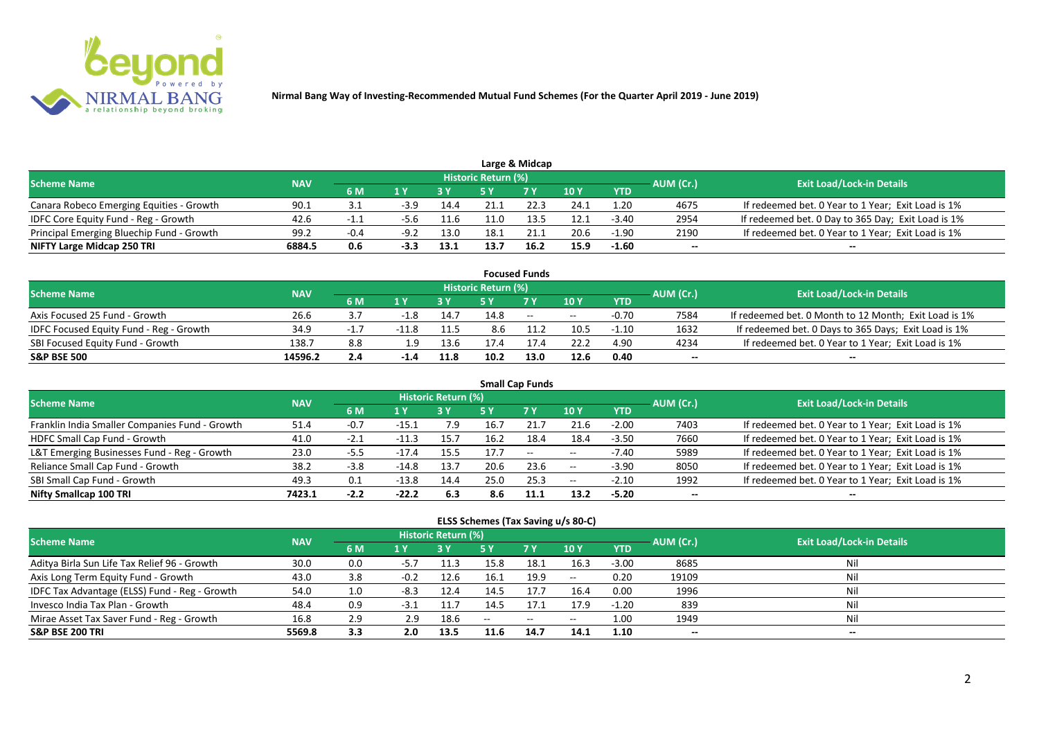**Nirmal Bang Way of Investing-Recommended Mutual Fund Schemes (For the Quarter April 2019 - June 2019)**

## Large & Midcap

| Scheme Name | NAV | Historic Return (%) | | | | | | | AUM (Cr.) | Exit Load/Lock-in Details |
|---|---|---|---|---|---|---|---|---|---|---|
| | | 6 M | 1 Y | 3 Y | 5 Y | 7 Y | 10 Y | YTD | | |
| Canara Robeco Emerging Equities - Growth | 90.1 | 3.1 | -3.9 | 14.4 | 21.1 | 22.3 | 24.1 | 1.20 | 4675 | If redeemed bet. 0 Year to 1 Year; Exit Load is 1% |
| IDFC Core Equity Fund - Reg - Growth | 42.6 | -1.1 | -5.6 | 11.6 | 11.0 | 13.5 | 12.1 | -3.40 | 2954 | If redeemed bet. 0 Day to 365 Day; Exit Load is 1% |
| Principal Emerging Bluechip Fund - Growth | 99.2 | -0.4 | -9.2 | 13.0 | 18.1 | 21.1 | 20.6 | -1.90 | 2190 | If redeemed bet. 0 Year to 1 Year; Exit Load is 1% |
| **NIFTY Large Midcap 250 TRI** | **6884.5** | **0.6** | **-3.3** | **13.1** | **13.7** | **16.2** | **15.9** | **-1.60** | **--** | **--** |

## Focused Funds

| Scheme Name | NAV | Historic Return (%) | | | | | | | AUM (Cr.) | Exit Load/Lock-in Details |
|---|---|---|---|---|---|---|---|---|---|---|
| | | 6 M | 1 Y | 3 Y | 5 Y | 7 Y | 10 Y | YTD | | |
| Axis Focused 25 Fund - Growth | 26.6 | 3.7 | -1.8 | 14.7 | 14.8 | -- | -- | -0.70 | 7584 | If redeemed bet. 0 Month to 12 Month; Exit Load is 1% |
| IDFC Focused Equity Fund - Reg - Growth | 34.9 | -1.7 | -11.8 | 11.5 | 8.6 | 11.2 | 10.5 | -1.10 | 1632 | If redeemed bet. 0 Days to 365 Days; Exit Load is 1% |
| SBI Focused Equity Fund - Growth | 138.7 | 8.8 | 1.9 | 13.6 | 17.4 | 17.4 | 22.2 | 4.90 | 4234 | If redeemed bet. 0 Year to 1 Year; Exit Load is 1% |
| **S&P BSE 500** | **14596.2** | **2.4** | **-1.4** | **11.8** | **10.2** | **13.0** | **12.6** | **0.40** | **--** | **--** |

## Small Cap Funds

| Scheme Name | NAV | Historic Return (%) | | | | | | | AUM (Cr.) | Exit Load/Lock-in Details |
|---|---|---|---|---|---|---|---|---|---|---|
| | | 6 M | 1 Y | 3 Y | 5 Y | 7 Y | 10 Y | YTD | | |
| Franklin India Smaller Companies Fund - Growth | 51.4 | -0.7 | -15.1 | 7.9 | 16.7 | 21.7 | 21.6 | -2.00 | 7403 | If redeemed bet. 0 Year to 1 Year; Exit Load is 1% |
| HDFC Small Cap Fund - Growth | 41.0 | -2.1 | -11.3 | 15.7 | 16.2 | 18.4 | 18.4 | -3.50 | 7660 | If redeemed bet. 0 Year to 1 Year; Exit Load is 1% |
| L&T Emerging Businesses Fund - Reg - Growth | 23.0 | -5.5 | -17.4 | 15.5 | 17.7 | -- | -- | -7.40 | 5989 | If redeemed bet. 0 Year to 1 Year; Exit Load is 1% |
| Reliance Small Cap Fund - Growth | 38.2 | -3.8 | -14.8 | 13.7 | 20.6 | 23.6 | -- | -3.90 | 8050 | If redeemed bet. 0 Year to 1 Year; Exit Load is 1% |
| SBI Small Cap Fund - Growth | 49.3 | 0.1 | -13.8 | 14.4 | 25.0 | 25.3 | -- | -2.10 | 1992 | If redeemed bet. 0 Year to 1 Year; Exit Load is 1% |
| **Nifty Smallcap 100 TRI** | **7423.1** | **-2.2** | **-22.2** | **6.3** | **8.6** | **11.1** | **13.2** | **-5.20** | **--** | **--** |

## ELSS Schemes (Tax Saving u/s 80-C)

| Scheme Name | NAV | Historic Return (%) | | | | | | | AUM (Cr.) | Exit Load/Lock-in Details |
|---|---|---|---|---|---|---|---|---|---|---|
| | | 6 M | 1 Y | 3 Y | 5 Y | 7 Y | 10 Y | YTD | | |
| Aditya Birla Sun Life Tax Relief 96 - Growth | 30.0 | 0.0 | -5.7 | 11.3 | 15.8 | 18.1 | 16.3 | -3.00 | 8685 | Nil |
| Axis Long Term Equity Fund - Growth | 43.0 | 3.8 | -0.2 | 12.6 | 16.1 | 19.9 | -- | 0.20 | 19109 | Nil |
| IDFC Tax Advantage (ELSS) Fund - Reg - Growth | 54.0 | 1.0 | -8.3 | 12.4 | 14.5 | 17.7 | 16.4 | 0.00 | 1996 | Nil |
| Invesco India Tax Plan - Growth | 48.4 | 0.9 | -3.1 | 11.7 | 14.5 | 17.1 | 17.9 | -1.20 | 839 | Nil |
| Mirae Asset Tax Saver Fund - Reg - Growth | 16.8 | 2.9 | 2.9 | 18.6 | -- | -- | -- | 1.00 | 1949 | Nil |
| **S&P BSE 200 TRI** | **5569.8** | **3.3** | **2.0** | **13.5** | **11.6** | **14.7** | **14.1** | **1.10** | **--** | **--** |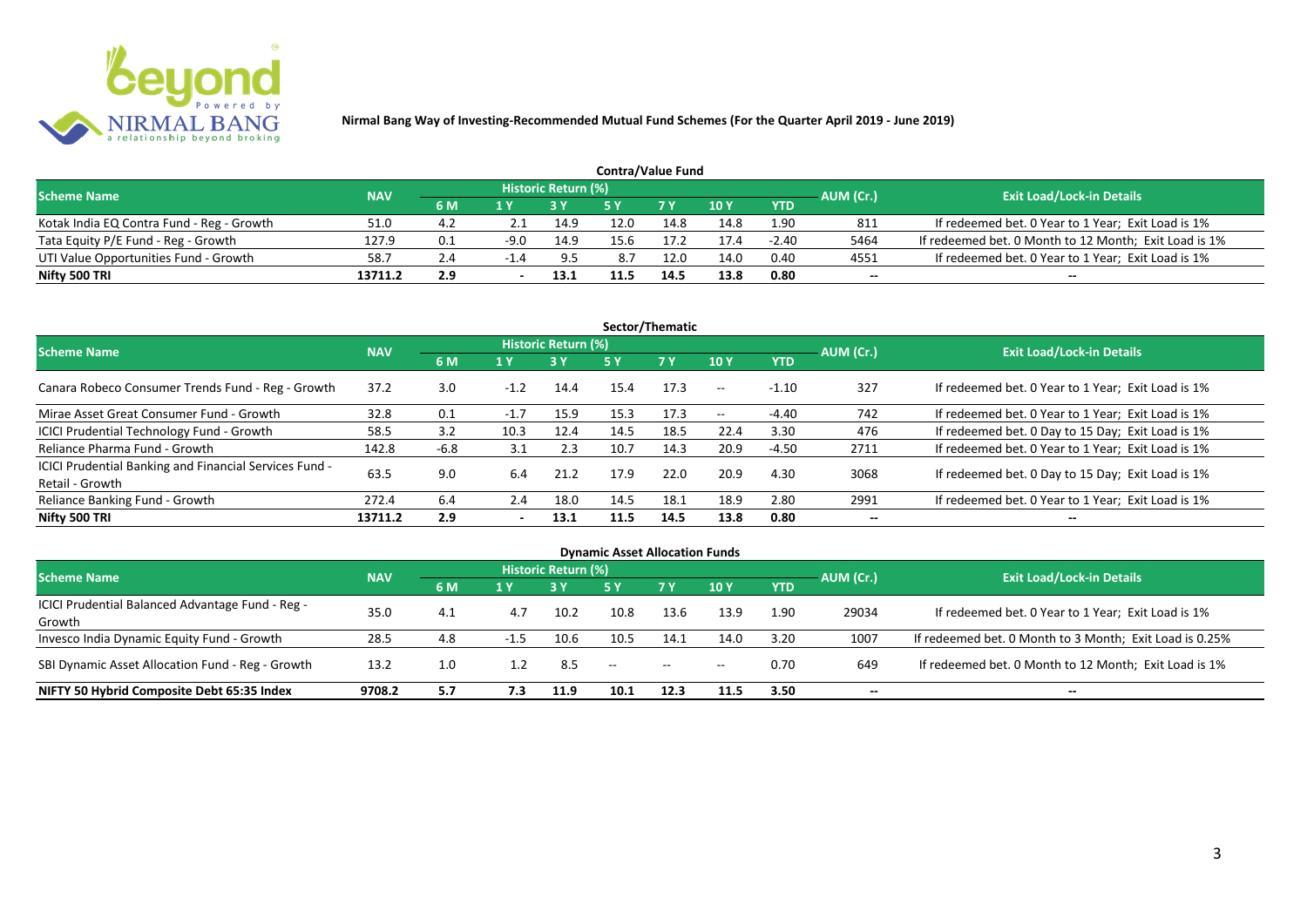**Nirmal Bang Way of Investing-Recommended Mutual Fund Schemes (For the Quarter April 2019 - June 2019)**

### Contra/Value Fund

| Scheme Name | NAV | Historic Return (%) | | | | | | | AUM (Cr.) | Exit Load/Lock-in Details |
|---|---|---|---|---|---|---|---|---|---|---|
| | | 6 M | 1 Y | 3 Y | 5 Y | 7 Y | 10 Y | YTD | | |
| Kotak India EQ Contra Fund - Reg - Growth | 51.0 | 4.2 | 2.1 | 14.9 | 12.0 | 14.8 | 14.8 | 1.90 | 811 | If redeemed bet. 0 Year to 1 Year; Exit Load is 1% |
| Tata Equity P/E Fund - Reg - Growth | 127.9 | 0.1 | -9.0 | 14.9 | 15.6 | 17.2 | 17.4 | -2.40 | 5464 | If redeemed bet. 0 Month to 12 Month; Exit Load is 1% |
| UTI Value Opportunities Fund - Growth | 58.7 | 2.4 | -1.4 | 9.5 | 8.7 | 12.0 | 14.0 | 0.40 | 4551 | If redeemed bet. 0 Year to 1 Year; Exit Load is 1% |
| **Nifty 500 TRI** | **13711.2** | **2.9** | **-** | **13.1** | **11.5** | **14.5** | **13.8** | **0.80** | **--** | **--** |

### Sector/Thematic

| Scheme Name | NAV | Historic Return (%) | | | | | | | AUM (Cr.) | Exit Load/Lock-in Details |
|---|---|---|---|---|---|---|---|---|---|---|
| | | 6 M | 1 Y | 3 Y | 5 Y | 7 Y | 10 Y | YTD | | |
| Canara Robeco Consumer Trends Fund - Reg - Growth | 37.2 | 3.0 | -1.2 | 14.4 | 15.4 | 17.3 | -- | -1.10 | 327 | If redeemed bet. 0 Year to 1 Year; Exit Load is 1% |
| Mirae Asset Great Consumer Fund - Growth | 32.8 | 0.1 | -1.7 | 15.9 | 15.3 | 17.3 | -- | -4.40 | 742 | If redeemed bet. 0 Year to 1 Year; Exit Load is 1% |
| ICICI Prudential Technology Fund - Growth | 58.5 | 3.2 | 10.3 | 12.4 | 14.5 | 18.5 | 22.4 | 3.30 | 476 | If redeemed bet. 0 Day to 15 Day; Exit Load is 1% |
| Reliance Pharma Fund - Growth | 142.8 | -6.8 | 3.1 | 2.3 | 10.7 | 14.3 | 20.9 | -4.50 | 2711 | If redeemed bet. 0 Year to 1 Year; Exit Load is 1% |
| ICICI Prudential Banking and Financial Services Fund - Retail - Growth | 63.5 | 9.0 | 6.4 | 21.2 | 17.9 | 22.0 | 20.9 | 4.30 | 3068 | If redeemed bet. 0 Day to 15 Day; Exit Load is 1% |
| Reliance Banking Fund - Growth | 272.4 | 6.4 | 2.4 | 18.0 | 14.5 | 18.1 | 18.9 | 2.80 | 2991 | If redeemed bet. 0 Year to 1 Year; Exit Load is 1% |
| **Nifty 500 TRI** | **13711.2** | **2.9** | **-** | **13.1** | **11.5** | **14.5** | **13.8** | **0.80** | **--** | **--** |

### Dynamic Asset Allocation Funds

| Scheme Name | NAV | Historic Return (%) | | | | | | | AUM (Cr.) | Exit Load/Lock-in Details |
|---|---|---|---|---|---|---|---|---|---|---|
| | | 6 M | 1 Y | 3 Y | 5 Y | 7 Y | 10 Y | YTD | | |
| ICICI Prudential Balanced Advantage Fund - Reg - Growth | 35.0 | 4.1 | 4.7 | 10.2 | 10.8 | 13.6 | 13.9 | 1.90 | 29034 | If redeemed bet. 0 Year to 1 Year; Exit Load is 1% |
| Invesco India Dynamic Equity Fund - Growth | 28.5 | 4.8 | -1.5 | 10.6 | 10.5 | 14.1 | 14.0 | 3.20 | 1007 | If redeemed bet. 0 Month to 3 Month; Exit Load is 0.25% |
| SBI Dynamic Asset Allocation Fund - Reg - Growth | 13.2 | 1.0 | 1.2 | 8.5 | -- | -- | -- | 0.70 | 649 | If redeemed bet. 0 Month to 12 Month; Exit Load is 1% |
| **NIFTY 50 Hybrid Composite Debt 65:35 Index** | **9708.2** | **5.7** | **7.3** | **11.9** | **10.1** | **12.3** | **11.5** | **3.50** | **--** | **--** |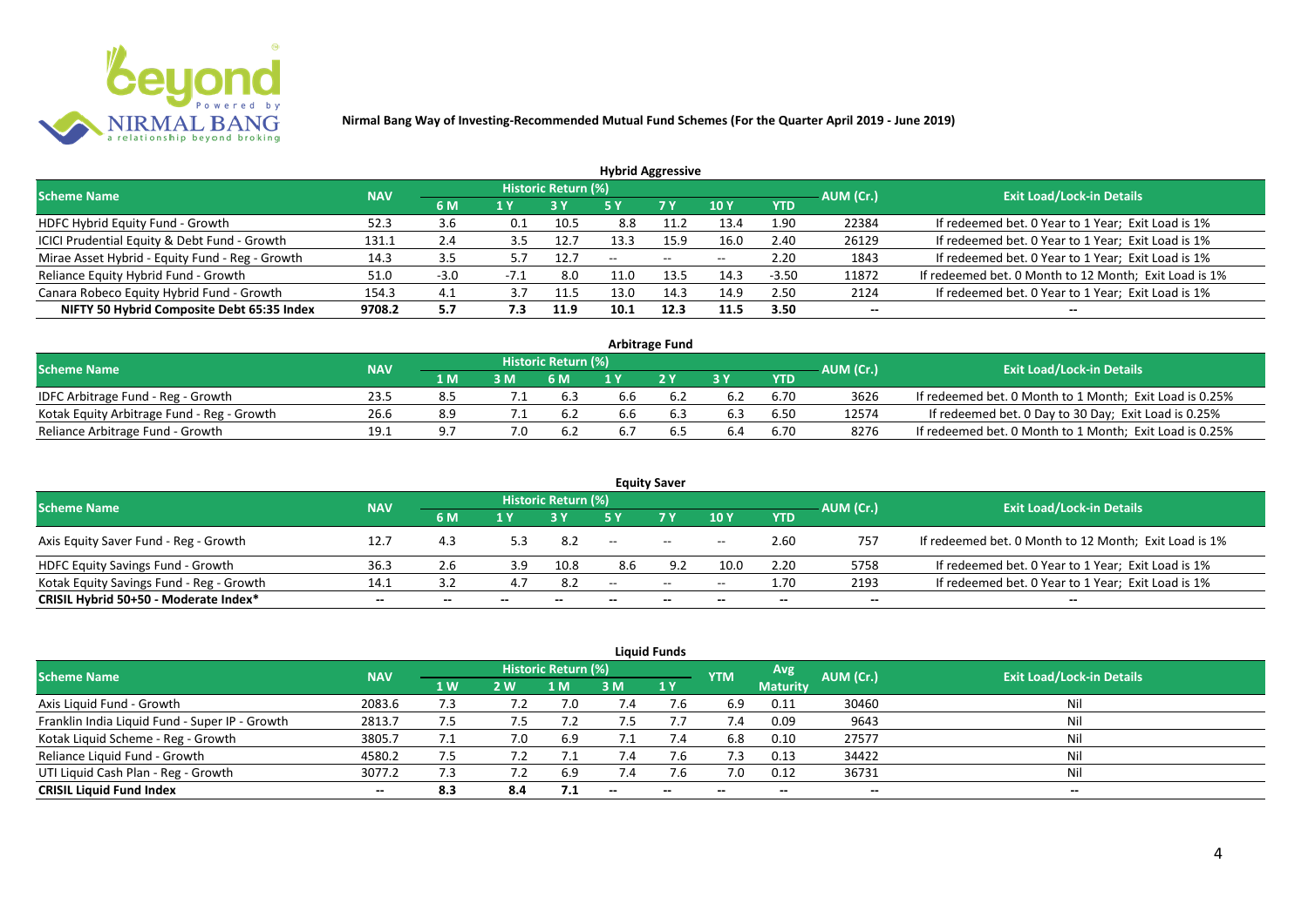**Nirmal Bang Way of Investing-Recommended Mutual Fund Schemes (For the Quarter April 2019 - June 2019)**

## Hybrid Aggressive

| Scheme Name | NAV | Historic Return (%) | | | | | | | AUM (Cr.) | Exit Load/Lock-in Details |
|---|---|---|---|---|---|---|---|---|---|---|
| | | 6 M | 1 Y | 3 Y | 5 Y | 7 Y | 10 Y | YTD | | |
| HDFC Hybrid Equity Fund - Growth | 52.3 | 3.6 | 0.1 | 10.5 | 8.8 | 11.2 | 13.4 | 1.90 | 22384 | If redeemed bet. 0 Year to 1 Year; Exit Load is 1% |
| ICICI Prudential Equity & Debt Fund - Growth | 131.1 | 2.4 | 3.5 | 12.7 | 13.3 | 15.9 | 16.0 | 2.40 | 26129 | If redeemed bet. 0 Year to 1 Year; Exit Load is 1% |
| Mirae Asset Hybrid - Equity Fund - Reg - Growth | 14.3 | 3.5 | 5.7 | 12.7 | -- | -- | -- | 2.20 | 1843 | If redeemed bet. 0 Year to 1 Year; Exit Load is 1% |
| Reliance Equity Hybrid Fund - Growth | 51.0 | -3.0 | -7.1 | 8.0 | 11.0 | 13.5 | 14.3 | -3.50 | 11872 | If redeemed bet. 0 Month to 12 Month; Exit Load is 1% |
| Canara Robeco Equity Hybrid Fund - Growth | 154.3 | 4.1 | 3.7 | 11.5 | 13.0 | 14.3 | 14.9 | 2.50 | 2124 | If redeemed bet. 0 Year to 1 Year; Exit Load is 1% |
| **NIFTY 50 Hybrid Composite Debt 65:35 Index** | **9708.2** | **5.7** | **7.3** | **11.9** | **10.1** | **12.3** | **11.5** | **3.50** | **--** | **--** |

## Arbitrage Fund

| Scheme Name | NAV | Historic Return (%) | | | | | | | AUM (Cr.) | Exit Load/Lock-in Details |
|---|---|---|---|---|---|---|---|---|---|---|
| | | 1 M | 3 M | 6 M | 1 Y | 2 Y | 3 Y | YTD | | |
| IDFC Arbitrage Fund - Reg - Growth | 23.5 | 8.5 | 7.1 | 6.3 | 6.6 | 6.2 | 6.2 | 6.70 | 3626 | If redeemed bet. 0 Month to 1 Month; Exit Load is 0.25% |
| Kotak Equity Arbitrage Fund - Reg - Growth | 26.6 | 8.9 | 7.1 | 6.2 | 6.6 | 6.3 | 6.3 | 6.50 | 12574 | If redeemed bet. 0 Day to 30 Day; Exit Load is 0.25% |
| Reliance Arbitrage Fund - Growth | 19.1 | 9.7 | 7.0 | 6.2 | 6.7 | 6.5 | 6.4 | 6.70 | 8276 | If redeemed bet. 0 Month to 1 Month; Exit Load is 0.25% |

## Equity Saver

| Scheme Name | NAV | Historic Return (%) | | | | | | | AUM (Cr.) | Exit Load/Lock-in Details |
|---|---|---|---|---|---|---|---|---|---|---|
| | | 6 M | 1 Y | 3 Y | 5 Y | 7 Y | 10 Y | YTD | | |
| Axis Equity Saver Fund - Reg - Growth | 12.7 | 4.3 | 5.3 | 8.2 | -- | -- | -- | 2.60 | 757 | If redeemed bet. 0 Month to 12 Month; Exit Load is 1% |
| HDFC Equity Savings Fund - Growth | 36.3 | 2.6 | 3.9 | 10.8 | 8.6 | 9.2 | 10.0 | 2.20 | 5758 | If redeemed bet. 0 Year to 1 Year; Exit Load is 1% |
| Kotak Equity Savings Fund - Reg - Growth | 14.1 | 3.2 | 4.7 | 8.2 | -- | -- | -- | 1.70 | 2193 | If redeemed bet. 0 Year to 1 Year; Exit Load is 1% |
| **CRISIL Hybrid 50+50 - Moderate Index*** | **--** | **--** | **--** | **--** | **--** | **--** | **--** | **--** | **--** | **--** |

## Liquid Funds

| Scheme Name | NAV | Historic Return (%) | | | | | YTM | Avg Maturity | AUM (Cr.) | Exit Load/Lock-in Details |
|---|---|---|---|---|---|---|---|---|---|---|
| | | 1 W | 2 W | 1 M | 3 M | 1 Y | | | | |
| Axis Liquid Fund - Growth | 2083.6 | 7.3 | 7.2 | 7.0 | 7.4 | 7.6 | 6.9 | 0.11 | 30460 | Nil |
| Franklin India Liquid Fund - Super IP - Growth | 2813.7 | 7.5 | 7.5 | 7.2 | 7.5 | 7.7 | 7.4 | 0.09 | 9643 | Nil |
| Kotak Liquid Scheme - Reg - Growth | 3805.7 | 7.1 | 7.0 | 6.9 | 7.1 | 7.4 | 6.8 | 0.10 | 27577 | Nil |
| Reliance Liquid Fund - Growth | 4580.2 | 7.5 | 7.2 | 7.1 | 7.4 | 7.6 | 7.3 | 0.13 | 34422 | Nil |
| UTI Liquid Cash Plan - Reg - Growth | 3077.2 | 7.3 | 7.2 | 6.9 | 7.4 | 7.6 | 7.0 | 0.12 | 36731 | Nil |
| **CRISIL Liquid Fund Index** | **--** | **8.3** | **8.4** | **7.1** | **--** | **--** | **--** | **--** | **--** | **--** |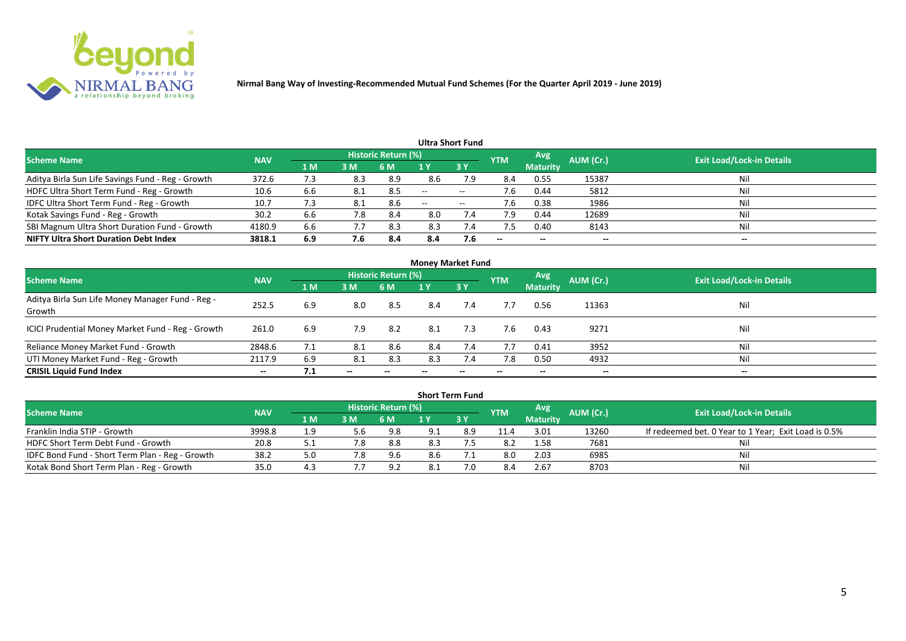# Nirmal Bang Way of Investing-Recommended Mutual Fund Schemes (For the Quarter April 2019 - June 2019)

## Ultra Short Fund

| Scheme Name | NAV | Historic Return (%) | | | | | YTM | Avg Maturity | AUM (Cr.) | Exit Load/Lock-in Details |
|---|---|---|---|---|---|---|---|---|---|---|
| | | 1 M | 3 M | 6 M | 1 Y | 3 Y | | | | |
| Aditya Birla Sun Life Savings Fund - Reg - Growth | 372.6 | 7.3 | 8.3 | 8.9 | 8.6 | 7.9 | 8.4 | 0.55 | 15387 | Nil |
| HDFC Ultra Short Term Fund - Reg - Growth | 10.6 | 6.6 | 8.1 | 8.5 | -- | -- | 7.6 | 0.44 | 5812 | Nil |
| IDFC Ultra Short Term Fund - Reg - Growth | 10.7 | 7.3 | 8.1 | 8.6 | -- | -- | 7.6 | 0.38 | 1986 | Nil |
| Kotak Savings Fund - Reg - Growth | 30.2 | 6.6 | 7.8 | 8.4 | 8.0 | 7.4 | 7.9 | 0.44 | 12689 | Nil |
| SBI Magnum Ultra Short Duration Fund - Growth | 4180.9 | 6.6 | 7.7 | 8.3 | 8.3 | 7.4 | 7.5 | 0.40 | 8143 | Nil |
| **NIFTY Ultra Short Duration Debt Index** | **3818.1** | **6.9** | **7.6** | **8.4** | **8.4** | **7.6** | **--** | **--** | **--** | **--** |

## Money Market Fund

| Scheme Name | NAV | Historic Return (%) | | | | | YTM | Avg Maturity | AUM (Cr.) | Exit Load/Lock-in Details |
|---|---|---|---|---|---|---|---|---|---|---|
| | | 1 M | 3 M | 6 M | 1 Y | 3 Y | | | | |
| Aditya Birla Sun Life Money Manager Fund - Reg - Growth | 252.5 | 6.9 | 8.0 | 8.5 | 8.4 | 7.4 | 7.7 | 0.56 | 11363 | Nil |
| ICICI Prudential Money Market Fund - Reg - Growth | 261.0 | 6.9 | 7.9 | 8.2 | 8.1 | 7.3 | 7.6 | 0.43 | 9271 | Nil |
| Reliance Money Market Fund - Growth | 2848.6 | 7.1 | 8.1 | 8.6 | 8.4 | 7.4 | 7.7 | 0.41 | 3952 | Nil |
| UTI Money Market Fund - Reg - Growth | 2117.9 | 6.9 | 8.1 | 8.3 | 8.3 | 7.4 | 7.8 | 0.50 | 4932 | Nil |
| **CRISIL Liquid Fund Index** | **--** | **7.1** | **--** | **--** | **--** | **--** | **--** | **--** | **--** | **--** |

## Short Term Fund

| Scheme Name | NAV | Historic Return (%) | | | | | YTM | Avg Maturity | AUM (Cr.) | Exit Load/Lock-in Details |
|---|---|---|---|---|---|---|---|---|---|---|
| | | 1 M | 3 M | 6 M | 1 Y | 3 Y | | | | |
| Franklin India STIP - Growth | 3998.8 | 1.9 | 5.6 | 9.8 | 9.1 | 8.9 | 11.4 | 3.01 | 13260 | If redeemed bet. 0 Year to 1 Year; Exit Load is 0.5% |
| HDFC Short Term Debt Fund - Growth | 20.8 | 5.1 | 7.8 | 8.8 | 8.3 | 7.5 | 8.2 | 1.58 | 7681 | Nil |
| IDFC Bond Fund - Short Term Plan - Reg - Growth | 38.2 | 5.0 | 7.8 | 9.6 | 8.6 | 7.1 | 8.0 | 2.03 | 6985 | Nil |
| Kotak Bond Short Term Plan - Reg - Growth | 35.0 | 4.3 | 7.7 | 9.2 | 8.1 | 7.0 | 8.4 | 2.67 | 8703 | Nil |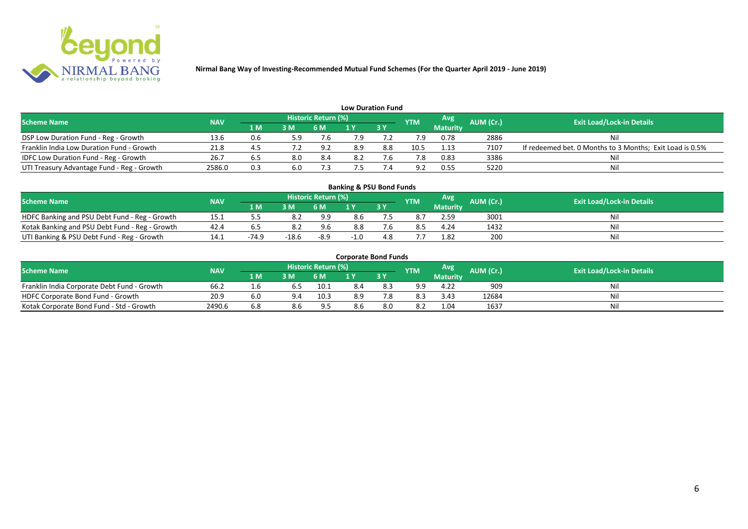**Nirmal Bang Way of Investing-Recommended Mutual Fund Schemes (For the Quarter April 2019 - June 2019)**

## Low Duration Fund

| Scheme Name | NAV | Historic Return (%) | | | | | YTM | Avg Maturity | AUM (Cr.) | Exit Load/Lock-in Details |
|---|---|---|---|---|---|---|---|---|---|---|
| | | 1 M | 3 M | 6 M | 1 Y | 3 Y | | | | |
| DSP Low Duration Fund - Reg - Growth | 13.6 | 0.6 | 5.9 | 7.6 | 7.9 | 7.2 | 7.9 | 0.78 | 2886 | Nil |
| Franklin India Low Duration Fund - Growth | 21.8 | 4.5 | 7.2 | 9.2 | 8.9 | 8.8 | 10.5 | 1.13 | 7107 | If redeemed bet. 0 Months to 3 Months; Exit Load is 0.5% |
| IDFC Low Duration Fund - Reg - Growth | 26.7 | 6.5 | 8.0 | 8.4 | 8.2 | 7.6 | 7.8 | 0.83 | 3386 | Nil |
| UTI Treasury Advantage Fund - Reg - Growth | 2586.0 | 0.3 | 6.0 | 7.3 | 7.5 | 7.4 | 9.2 | 0.55 | 5220 | Nil |

## Banking & PSU Bond Funds

| Scheme Name | NAV | Historic Return (%) | | | | | YTM | Avg Maturity | AUM (Cr.) | Exit Load/Lock-in Details |
|---|---|---|---|---|---|---|---|---|---|---|
| | | 1 M | 3 M | 6 M | 1 Y | 3 Y | | | | |
| HDFC Banking and PSU Debt Fund - Reg - Growth | 15.1 | 5.5 | 8.2 | 9.9 | 8.6 | 7.5 | 8.7 | 2.59 | 3001 | Nil |
| Kotak Banking and PSU Debt Fund - Reg - Growth | 42.4 | 6.5 | 8.2 | 9.6 | 8.8 | 7.6 | 8.5 | 4.24 | 1432 | Nil |
| UTI Banking & PSU Debt Fund - Reg - Growth | 14.1 | -74.9 | -18.6 | -8.9 | -1.0 | 4.8 | 7.7 | 1.82 | 200 | Nil |

## Corporate Bond Funds

| Scheme Name | NAV | Historic Return (%) | | | | | YTM | Avg Maturity | AUM (Cr.) | Exit Load/Lock-in Details |
|---|---|---|---|---|---|---|---|---|---|---|
| | | 1 M | 3 M | 6 M | 1 Y | 3 Y | | | | |
| Franklin India Corporate Debt Fund - Growth | 66.2 | 1.6 | 6.5 | 10.1 | 8.4 | 8.3 | 9.9 | 4.22 | 909 | Nil |
| HDFC Corporate Bond Fund - Growth | 20.9 | 6.0 | 9.4 | 10.3 | 8.9 | 7.8 | 8.3 | 3.43 | 12684 | Nil |
| Kotak Corporate Bond Fund - Std - Growth | 2490.6 | 6.8 | 8.6 | 9.5 | 8.6 | 8.0 | 8.2 | 1.04 | 1637 | Nil |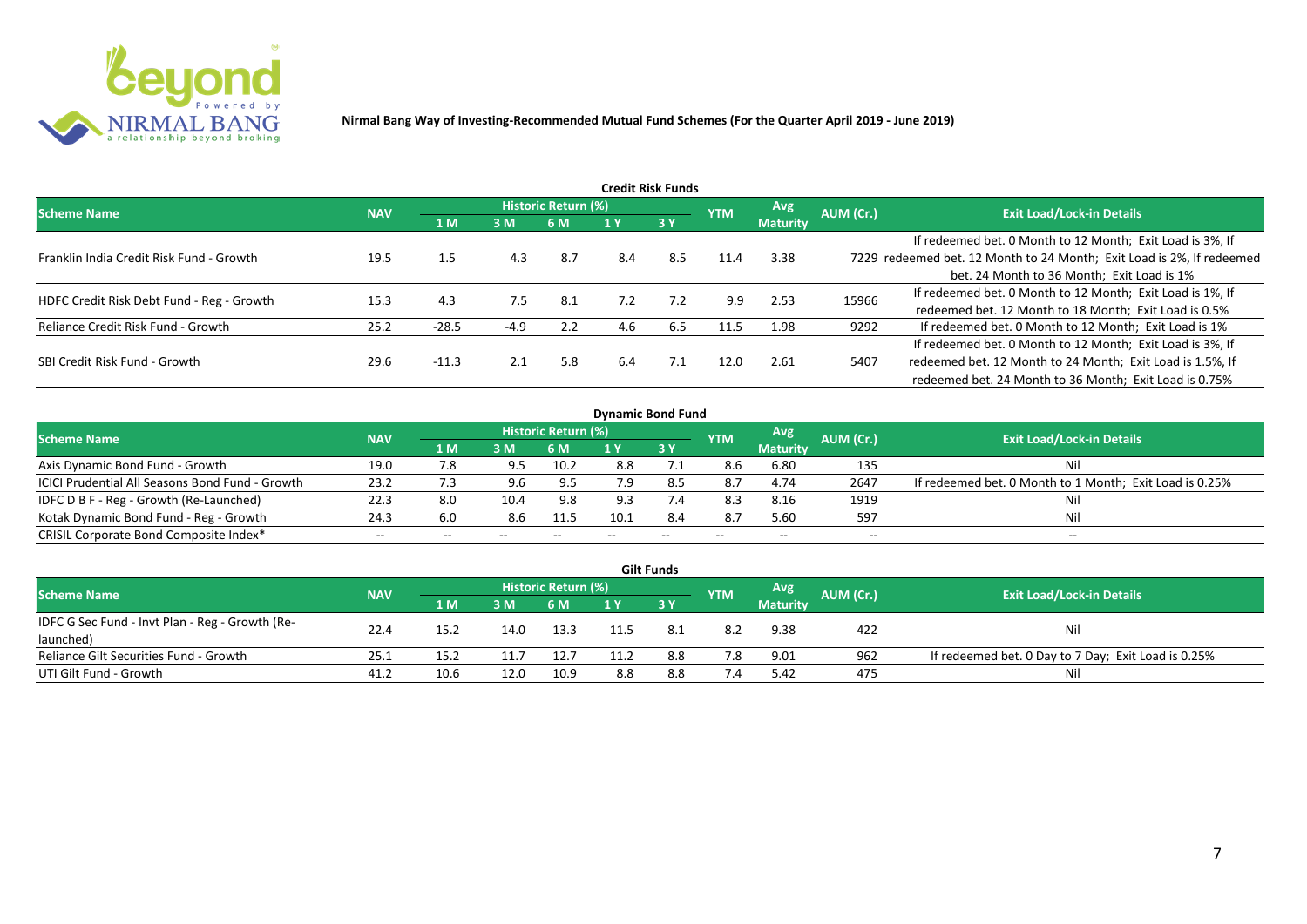**Nirmal Bang Way of Investing-Recommended Mutual Fund Schemes (For the Quarter April 2019 - June 2019)**

### Credit Risk Funds

| Scheme Name | NAV | Historic Return (%) | | | | | YTM | Avg Maturity | AUM (Cr.) | Exit Load/Lock-in Details |
|---|---|---|---|---|---|---|---|---|---|---|
| | | 1 M | 3 M | 6 M | 1 Y | 3 Y | | | | |
| Franklin India Credit Risk Fund - Growth | 19.5 | 1.5 | 4.3 | 8.7 | 8.4 | 8.5 | 11.4 | 3.38 | 7229 | If redeemed bet. 0 Month to 12 Month; Exit Load is 3%, If redeemed bet. 12 Month to 24 Month; Exit Load is 2%, If redeemed bet. 24 Month to 36 Month; Exit Load is 1% |
| HDFC Credit Risk Debt Fund - Reg - Growth | 15.3 | 4.3 | 7.5 | 8.1 | 7.2 | 7.2 | 9.9 | 2.53 | 15966 | If redeemed bet. 0 Month to 12 Month; Exit Load is 1%, If redeemed bet. 12 Month to 18 Month; Exit Load is 0.5% |
| Reliance Credit Risk Fund - Growth | 25.2 | -28.5 | -4.9 | 2.2 | 4.6 | 6.5 | 11.5 | 1.98 | 9292 | If redeemed bet. 0 Month to 12 Month; Exit Load is 1% |
| SBI Credit Risk Fund - Growth | 29.6 | -11.3 | 2.1 | 5.8 | 6.4 | 7.1 | 12.0 | 2.61 | 5407 | If redeemed bet. 0 Month to 12 Month; Exit Load is 3%, If redeemed bet. 12 Month to 24 Month; Exit Load is 1.5%, If redeemed bet. 24 Month to 36 Month; Exit Load is 0.75% |

### Dynamic Bond Fund

| Scheme Name | NAV | Historic Return (%) | | | | | YTM | Avg Maturity | AUM (Cr.) | Exit Load/Lock-in Details |
|---|---|---|---|---|---|---|---|---|---|---|
| | | 1 M | 3 M | 6 M | 1 Y | 3 Y | | | | |
| Axis Dynamic Bond Fund - Growth | 19.0 | 7.8 | 9.5 | 10.2 | 8.8 | 7.1 | 8.6 | 6.80 | 135 | Nil |
| ICICI Prudential All Seasons Bond Fund - Growth | 23.2 | 7.3 | 9.6 | 9.5 | 7.9 | 8.5 | 8.7 | 4.74 | 2647 | If redeemed bet. 0 Month to 1 Month; Exit Load is 0.25% |
| IDFC D B F - Reg - Growth (Re-Launched) | 22.3 | 8.0 | 10.4 | 9.8 | 9.3 | 7.4 | 8.3 | 8.16 | 1919 | Nil |
| Kotak Dynamic Bond Fund - Reg - Growth | 24.3 | 6.0 | 8.6 | 11.5 | 10.1 | 8.4 | 8.7 | 5.60 | 597 | Nil |
| CRISIL Corporate Bond Composite Index* | -- | -- | -- | -- | -- | -- | -- | -- | -- | -- |

### Gilt Funds

| Scheme Name | NAV | Historic Return (%) | | | | | YTM | Avg Maturity | AUM (Cr.) | Exit Load/Lock-in Details |
|---|---|---|---|---|---|---|---|---|---|---|
| | | 1 M | 3 M | 6 M | 1 Y | 3 Y | | | | |
| IDFC G Sec Fund - Invt Plan - Reg - Growth (Re-launched) | 22.4 | 15.2 | 14.0 | 13.3 | 11.5 | 8.1 | 8.2 | 9.38 | 422 | Nil |
| Reliance Gilt Securities Fund - Growth | 25.1 | 15.2 | 11.7 | 12.7 | 11.2 | 8.8 | 7.8 | 9.01 | 962 | If redeemed bet. 0 Day to 7 Day; Exit Load is 0.25% |
| UTI Gilt Fund - Growth | 41.2 | 10.6 | 12.0 | 10.9 | 8.8 | 8.8 | 7.4 | 5.42 | 475 | Nil |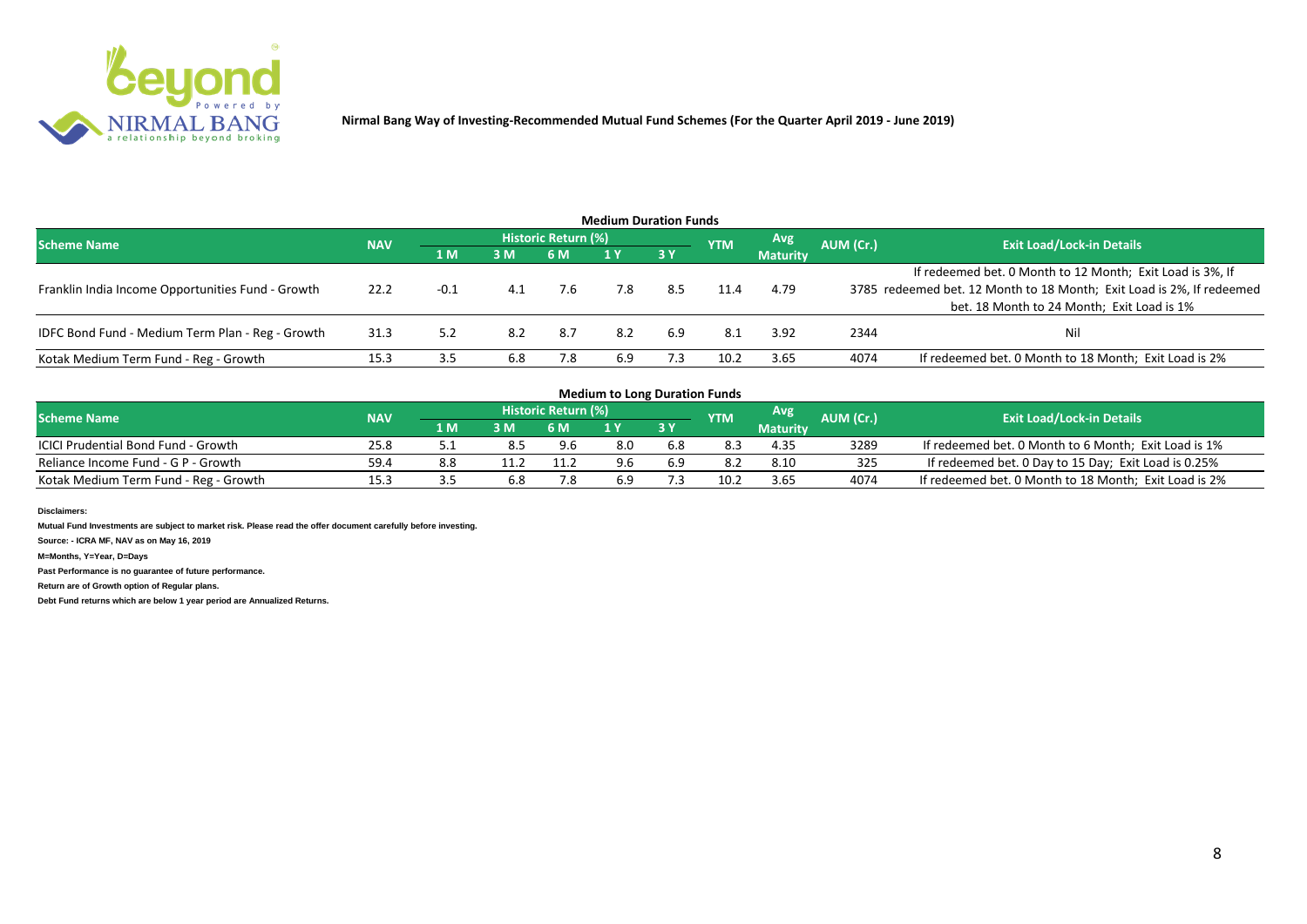Nirmal Bang Way of Investing-Recommended Mutual Fund Schemes (For the Quarter April 2019 - June 2019)

**Medium Duration Funds**

| Scheme Name | NAV | Historic Return (%) | | | | | YTM | Avg Maturity | AUM (Cr.) | Exit Load/Lock-in Details |
|---|---|---|---|---|---|---|---|---|---|---|
| | | 1 M | 3 M | 6 M | 1 Y | 3 Y | | | | |
| Franklin India Income Opportunities Fund - Growth | 22.2 | -0.1 | 4.1 | 7.6 | 7.8 | 8.5 | 11.4 | 4.79 | 3785 | If redeemed bet. 0 Month to 12 Month; Exit Load is 3%, If redeemed bet. 12 Month to 18 Month; Exit Load is 2%, If redeemed bet. 18 Month to 24 Month; Exit Load is 1% |
| IDFC Bond Fund - Medium Term Plan - Reg - Growth | 31.3 | 5.2 | 8.2 | 8.7 | 8.2 | 6.9 | 8.1 | 3.92 | 2344 | Nil |
| Kotak Medium Term Fund - Reg - Growth | 15.3 | 3.5 | 6.8 | 7.8 | 6.9 | 7.3 | 10.2 | 3.65 | 4074 | If redeemed bet. 0 Month to 18 Month; Exit Load is 2% |

**Medium to Long Duration Funds**

| Scheme Name | NAV | Historic Return (%) | | | | | YTM | Avg Maturity | AUM (Cr.) | Exit Load/Lock-in Details |
|---|---|---|---|---|---|---|---|---|---|---|
| | | 1 M | 3 M | 6 M | 1 Y | 3 Y | | | | |
| ICICI Prudential Bond Fund - Growth | 25.8 | 5.1 | 8.5 | 9.6 | 8.0 | 6.8 | 8.3 | 4.35 | 3289 | If redeemed bet. 0 Month to 6 Month; Exit Load is 1% |
| Reliance Income Fund - G P - Growth | 59.4 | 8.8 | 11.2 | 11.2 | 9.6 | 6.9 | 8.2 | 8.10 | 325 | If redeemed bet. 0 Day to 15 Day; Exit Load is 0.25% |
| Kotak Medium Term Fund - Reg - Growth | 15.3 | 3.5 | 6.8 | 7.8 | 6.9 | 7.3 | 10.2 | 3.65 | 4074 | If redeemed bet. 0 Month to 18 Month; Exit Load is 2% |

**Disclaimers:**

**Mutual Fund Investments are subject to market risk. Please read the offer document carefully before investing.**

**Source: - ICRA MF, NAV as on May 16, 2019**

**M=Months, Y=Year, D=Days**

**Past Performance is no guarantee of future performance.**

**Return are of Growth option of Regular plans.**

**Debt Fund returns which are below 1 year period are Annualized Returns.**